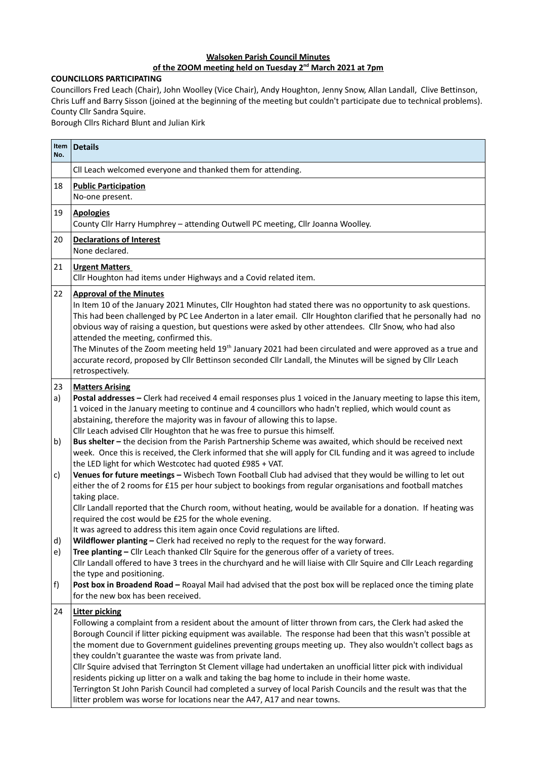**Walsoken Parish Council Minutes**
**of the ZOOM meeting held on Tuesday 2nd March 2021 at 7pm**

**COUNCILLORS PARTICIPATING**

Councillors Fred Leach (Chair), John Woolley (Vice Chair), Andy Houghton, Jenny Snow, Allan Landall, Clive Bettinson, Chris Luff and Barry Sisson (joined at the beginning of the meeting but couldn't participate due to technical problems). County Cllr Sandra Squire.
Borough Cllrs Richard Blunt and Julian Kirk

| Item No. | Details |
|---|---|
| | Cll Leach welcomed everyone and thanked them for attending. |
| 18 | **Public Participation**<br>No-one present. |
| 19 | **Apologies**<br>County Cllr Harry Humphrey – attending Outwell PC meeting, Cllr Joanna Woolley. |
| 20 | **Declarations of Interest**<br>None declared. |
| 21 | **Urgent Matters**<br>Cllr Houghton had items under Highways and a Covid related item. |
| 22 | **Approval of the Minutes**<br>In Item 10 of the January 2021 Minutes, Cllr Houghton had stated there was no opportunity to ask questions. This had been challenged by PC Lee Anderton in a later email. Cllr Houghton clarified that he personally had no obvious way of raising a question, but questions were asked by other attendees. Cllr Snow, who had also attended the meeting, confirmed this.<br>The Minutes of the Zoom meeting held 19th January 2021 had been circulated and were approved as a true and accurate record, proposed by Cllr Bettinson seconded Cllr Landall, the Minutes will be signed by Cllr Leach retrospectively. |
| 23 | **Matters Arising** |
| a) | **Postal addresses –** Clerk had received 4 email responses plus 1 voiced in the January meeting to lapse this item, 1 voiced in the January meeting to continue and 4 councillors who hadn't replied, which would count as abstaining, therefore the majority was in favour of allowing this to lapse.<br>Cllr Leach advised Cllr Houghton that he was free to pursue this himself. |
| b) | **Bus shelter –** the decision from the Parish Partnership Scheme was awaited, which should be received next week. Once this is received, the Clerk informed that she will apply for CIL funding and it was agreed to include the LED light for which Westcotec had quoted £985 + VAT. |
| c) | **Venues for future meetings –** Wisbech Town Football Club had advised that they would be willing to let out either the of 2 rooms for £15 per hour subject to bookings from regular organisations and football matches taking place.<br>Cllr Landall reported that the Church room, without heating, would be available for a donation. If heating was required the cost would be £25 for the whole evening.<br>It was agreed to address this item again once Covid regulations are lifted. |
| d) | **Wildflower planting –** Clerk had received no reply to the request for the way forward. |
| e) | **Tree planting –** Cllr Leach thanked Cllr Squire for the generous offer of a variety of trees.<br>Cllr Landall offered to have 3 trees in the churchyard and he will liaise with Cllr Squire and Cllr Leach regarding the type and positioning. |
| f) | **Post box in Broadend Road –** Roayal Mail had advised that the post box will be replaced once the timing plate for the new box has been received. |
| 24 | **Litter picking**<br>Following a complaint from a resident about the amount of litter thrown from cars, the Clerk had asked the Borough Council if litter picking equipment was available. The response had been that this wasn't possible at the moment due to Government guidelines preventing groups meeting up. They also wouldn't collect bags as they couldn't guarantee the waste was from private land.<br>Cllr Squire advised that Terrington St Clement village had undertaken an unofficial litter pick with individual residents picking up litter on a walk and taking the bag home to include in their home waste.<br>Terrington St John Parish Council had completed a survey of local Parish Councils and the result was that the litter problem was worse for locations near the A47, A17 and near towns. |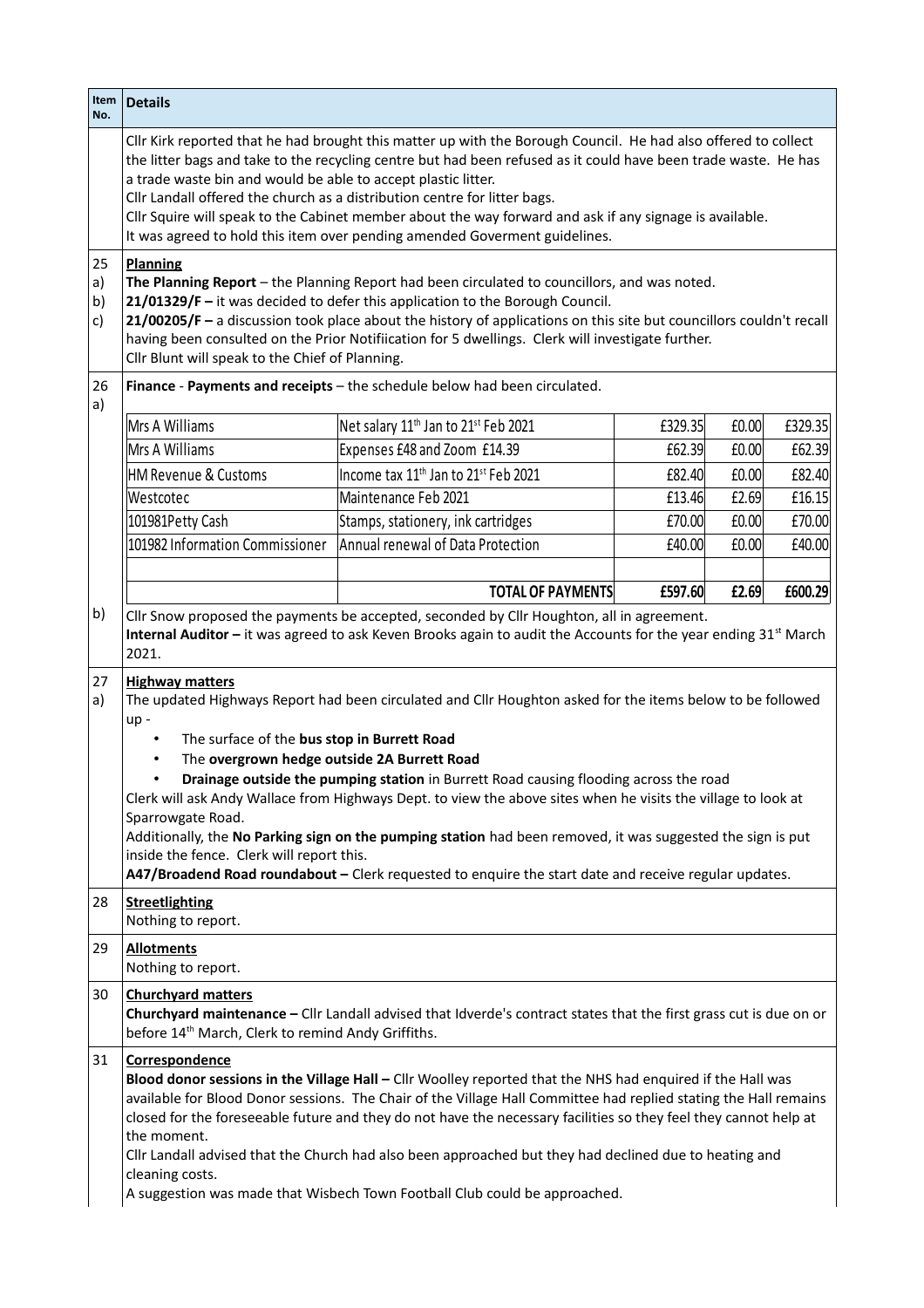| Item No. | Details |
|---|---|
| | Cllr Kirk reported that he had brought this matter up with the Borough Council. He had also offered to collect the litter bags and take to the recycling centre but had been refused as it could have been trade waste. He has a trade waste bin and would be able to accept plastic litter.<br>Cllr Landall offered the church as a distribution centre for litter bags.<br>Cllr Squire will speak to the Cabinet member about the way forward and ask if any signage is available.<br>It was agreed to hold this item over pending amended Goverment guidelines. |
| 25<br>a)<br>b)<br>c) | **Planning**<br>**The Planning Report** – the Planning Report had been circulated to councillors, and was noted.<br>**21/01329/F –** it was decided to defer this application to the Borough Council.<br>**21/00205/F –** a discussion took place about the history of applications on this site but councillors couldn't recall having been consulted on the Prior Notifiication for 5 dwellings. Clerk will investigate further.<br>Cllr Blunt will speak to the Chief of Planning. |
| 26<br>a) | **Finance** - **Payments and receipts** – the schedule below had been circulated. |

| | | | | |
|---|---|---|---|---|
| Mrs A Williams | Net salary 11th Jan to 21st Feb 2021 | £329.35 | £0.00 | £329.35 |
| Mrs A Williams | Expenses £48 and Zoom £14.39 | £62.39 | £0.00 | £62.39 |
| HM Revenue & Customs | Income tax 11th Jan to 21st Feb 2021 | £82.40 | £0.00 | £82.40 |
| Westcotec | Maintenance Feb 2021 | £13.46 | £2.69 | £16.15 |
| 101981Petty Cash | Stamps, stationery, ink cartridges | £70.00 | £0.00 | £70.00 |
| 101982 Information Commissioner | Annual renewal of Data Protection | £40.00 | £0.00 | £40.00 |
| | | | | |
| | **TOTAL OF PAYMENTS** | **£597.60** | **£2.69** | **£600.29** |

| Item No. | Details |
|---|---|
| b) | Cllr Snow proposed the payments be accepted, seconded by Cllr Houghton, all in agreement.<br>**Internal Auditor –** it was agreed to ask Keven Brooks again to audit the Accounts for the year ending 31st March 2021. |
| 27<br>a) | **Highway matters**<br>The updated Highways Report had been circulated and Cllr Houghton asked for the items below to be followed up -<br>• The surface of the **bus stop in Burrett Road**<br>• The **overgrown hedge outside 2A Burrett Road**<br>• **Drainage outside the pumping station** in Burrett Road causing flooding across the road<br>Clerk will ask Andy Wallace from Highways Dept. to view the above sites when he visits the village to look at Sparrowgate Road.<br>Additionally, the **No Parking sign on the pumping station** had been removed, it was suggested the sign is put inside the fence. Clerk will report this.<br>**A47/Broadend Road roundabout –** Clerk requested to enquire the start date and receive regular updates. |
| 28 | **Streetlighting**<br>Nothing to report. |
| 29 | **Allotments**<br>Nothing to report. |
| 30 | **Churchyard matters**<br>**Churchyard maintenance –** Cllr Landall advised that Idverde's contract states that the first grass cut is due on or before 14th March, Clerk to remind Andy Griffiths. |
| 31 | **Correspondence**<br>**Blood donor sessions in the Village Hall –** Cllr Woolley reported that the NHS had enquired if the Hall was available for Blood Donor sessions. The Chair of the Village Hall Committee had replied stating the Hall remains closed for the foreseeable future and they do not have the necessary facilities so they feel they cannot help at the moment.<br>Cllr Landall advised that the Church had also been approached but they had declined due to heating and cleaning costs.<br>A suggestion was made that Wisbech Town Football Club could be approached. |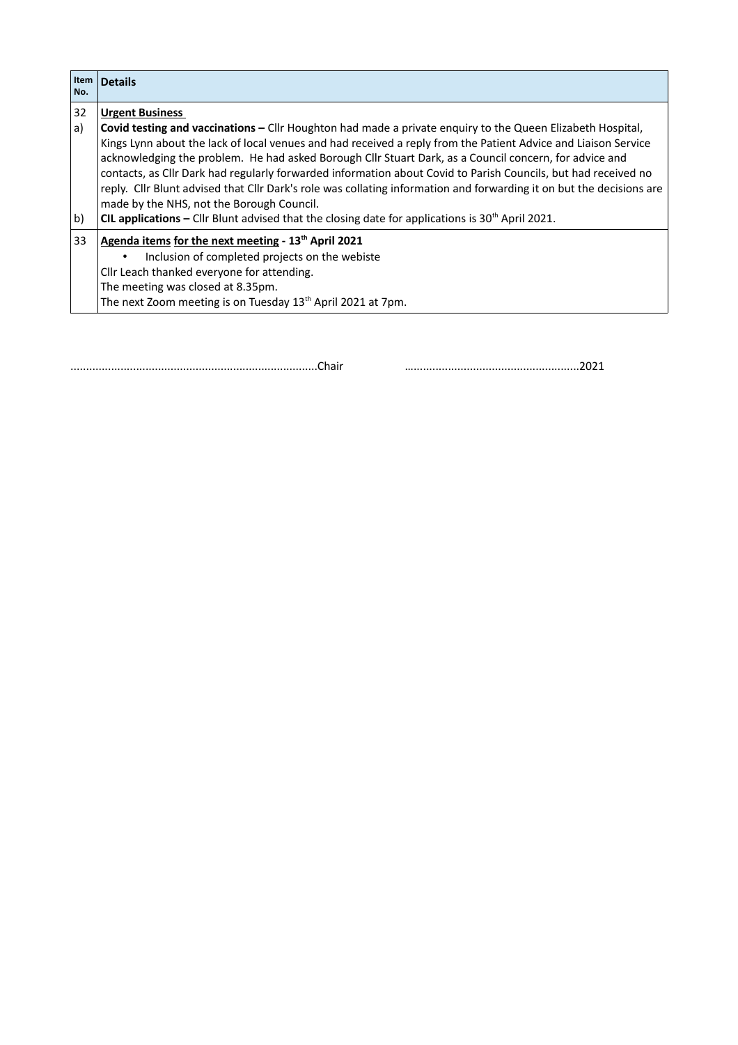| Item No. | Details |
| --- | --- |
| 32 | **Urgent Business** |
| a) | **Covid testing and vaccinations –** Cllr Houghton had made a private enquiry to the Queen Elizabeth Hospital, Kings Lynn about the lack of local venues and had received a reply from the Patient Advice and Liaison Service acknowledging the problem. He had asked Borough Cllr Stuart Dark, as a Council concern, for advice and contacts, as Cllr Dark had regularly forwarded information about Covid to Parish Councils, but had received no reply. Cllr Blunt advised that Cllr Dark's role was collating information and forwarding it on but the decisions are made by the NHS, not the Borough Council. |
| b) | **CIL applications –** Cllr Blunt advised that the closing date for applications is 30th April 2021. |
| 33 | **Agenda items for the next meeting - 13th April 2021**<br>• Inclusion of completed projects on the webiste<br>Cllr Leach thanked everyone for attending.<br>The meeting was closed at 8.35pm.<br>The next Zoom meeting is on Tuesday 13th April 2021 at 7pm. |

..............................................................................Chair ........................................................2021